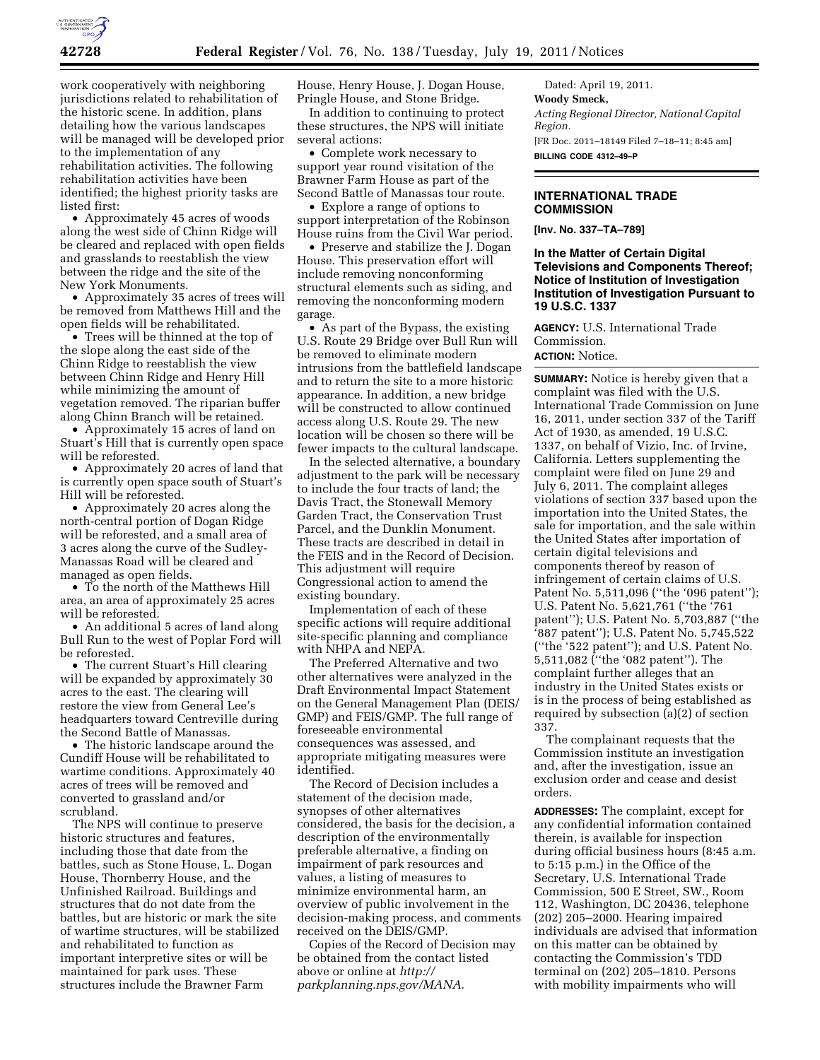work cooperatively with neighboring jurisdictions related to rehabilitation of the historic scene. In addition, plans detailing how the various landscapes will be managed will be developed prior to the implementation of any rehabilitation activities. The following rehabilitation activities have been identified; the highest priority tasks are listed first:

- Approximately 45 acres of woods along the west side of Chinn Ridge will be cleared and replaced with open fields and grasslands to reestablish the view between the ridge and the site of the New York Monuments.
- Approximately 35 acres of trees will be removed from Matthews Hill and the open fields will be rehabilitated.
- Trees will be thinned at the top of the slope along the east side of the Chinn Ridge to reestablish the view between Chinn Ridge and Henry Hill while minimizing the amount of vegetation removed. The riparian buffer along Chinn Branch will be retained.
- Approximately 15 acres of land on Stuart's Hill that is currently open space will be reforested.
- Approximately 20 acres of land that is currently open space south of Stuart's Hill will be reforested.
- Approximately 20 acres along the north-central portion of Dogan Ridge will be reforested, and a small area of 3 acres along the curve of the Sudley-Manassas Road will be cleared and managed as open fields.
- To the north of the Matthews Hill area, an area of approximately 25 acres will be reforested.
- An additional 5 acres of land along Bull Run to the west of Poplar Ford will be reforested.
- The current Stuart's Hill clearing will be expanded by approximately 30 acres to the east. The clearing will restore the view from General Lee's headquarters toward Centreville during the Second Battle of Manassas.
- The historic landscape around the Cundiff House will be rehabilitated to wartime conditions. Approximately 40 acres of trees will be removed and converted to grassland and/or scrubland.

The NPS will continue to preserve historic structures and features, including those that date from the battles, such as Stone House, L. Dogan House, Thornberry House, and the Unfinished Railroad. Buildings and structures that do not date from the battles, but are historic or mark the site of wartime structures, will be stabilized and rehabilitated to function as important interpretive sites or will be maintained for park uses. These structures include the Brawner Farm House, Henry House, J. Dogan House, Pringle House, and Stone Bridge.

In addition to continuing to protect these structures, the NPS will initiate several actions:

- Complete work necessary to support year round visitation of the Brawner Farm House as part of the Second Battle of Manassas tour route.
- Explore a range of options to support interpretation of the Robinson House ruins from the Civil War period.
- Preserve and stabilize the J. Dogan House. This preservation effort will include removing nonconforming structural elements such as siding, and removing the nonconforming modern garage.
- As part of the Bypass, the existing U.S. Route 29 Bridge over Bull Run will be removed to eliminate modern intrusions from the battlefield landscape and to return the site to a more historic appearance. In addition, a new bridge will be constructed to allow continued access along U.S. Route 29. The new location will be chosen so there will be fewer impacts to the cultural landscape.

In the selected alternative, a boundary adjustment to the park will be necessary to include the four tracts of land; the Davis Tract, the Stonewall Memory Garden Tract, the Conservation Trust Parcel, and the Dunklin Monument. These tracts are described in detail in the FEIS and in the Record of Decision. This adjustment will require Congressional action to amend the existing boundary.

Implementation of each of these specific actions will require additional site-specific planning and compliance with NHPA and NEPA.

The Preferred Alternative and two other alternatives were analyzed in the Draft Environmental Impact Statement on the General Management Plan (DEIS/GMP) and FEIS/GMP. The full range of foreseeable environmental consequences was assessed, and appropriate mitigating measures were identified.

The Record of Decision includes a statement of the decision made, synopses of other alternatives considered, the basis for the decision, a description of the environmentally preferable alternative, a finding on impairment of park resources and values, a listing of measures to minimize environmental harm, an overview of public involvement in the decision-making process, and comments received on the DEIS/GMP.

Copies of the Record of Decision may be obtained from the contact listed above or online at *http://parkplanning.nps.gov/MANA.*

Dated: April 19, 2011.

**Woody Smeck,**

*Acting Regional Director, National Capital Region.*

[FR Doc. 2011–18149 Filed 7–18–11; 8:45 am]

**BILLING CODE 4312–49–P**

## INTERNATIONAL TRADE COMMISSION

**[Inv. No. 337–TA–789]**

### In the Matter of Certain Digital Televisions and Components Thereof; Notice of Institution of Investigation Institution of Investigation Pursuant to 19 U.S.C. 1337

**AGENCY:** U.S. International Trade Commission.

**ACTION:** Notice.

**SUMMARY:** Notice is hereby given that a complaint was filed with the U.S. International Trade Commission on June 16, 2011, under section 337 of the Tariff Act of 1930, as amended, 19 U.S.C. 1337, on behalf of Vizio, Inc. of Irvine, California. Letters supplementing the complaint were filed on June 29 and July 6, 2011. The complaint alleges violations of section 337 based upon the importation into the United States, the sale for importation, and the sale within the United States after importation of certain digital televisions and components thereof by reason of infringement of certain claims of U.S. Patent No. 5,511,096 (''the '096 patent''); U.S. Patent No. 5,621,761 (''the '761 patent''); U.S. Patent No. 5,703,887 (''the '887 patent''); U.S. Patent No. 5,745,522 (''the '522 patent''); and U.S. Patent No. 5,511,082 (''the '082 patent''). The complaint further alleges that an industry in the United States exists or is in the process of being established as required by subsection (a)(2) of section 337.

The complainant requests that the Commission institute an investigation and, after the investigation, issue an exclusion order and cease and desist orders.

**ADDRESSES:** The complaint, except for any confidential information contained therein, is available for inspection during official business hours (8:45 a.m. to 5:15 p.m.) in the Office of the Secretary, U.S. International Trade Commission, 500 E Street, SW., Room 112, Washington, DC 20436, telephone (202) 205–2000. Hearing impaired individuals are advised that information on this matter can be obtained by contacting the Commission's TDD terminal on (202) 205–1810. Persons with mobility impairments who will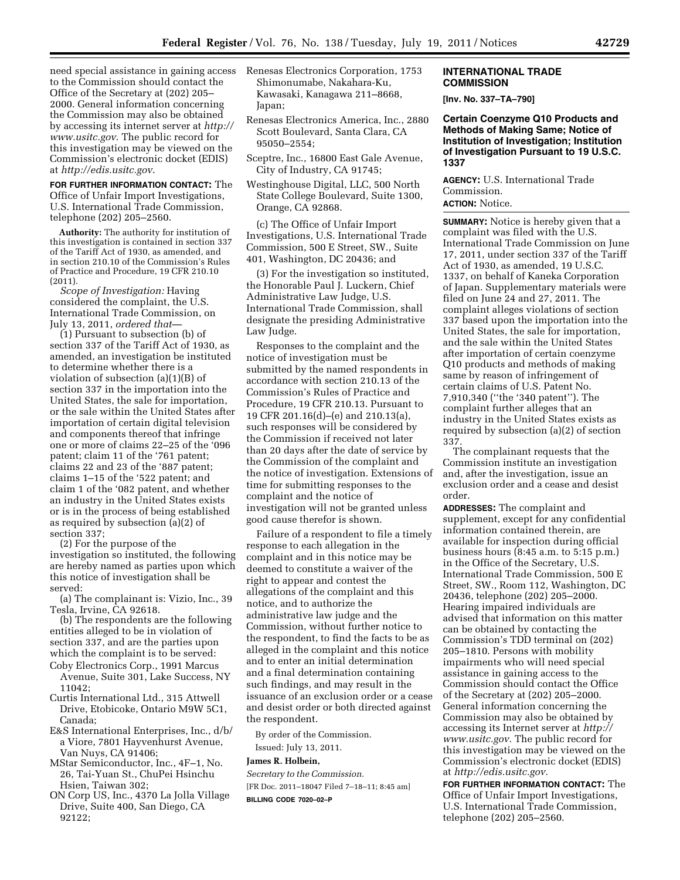need special assistance in gaining access to the Commission should contact the Office of the Secretary at (202) 205–2000. General information concerning the Commission may also be obtained by accessing its internet server at *http://www.usitc.gov*. The public record for this investigation may be viewed on the Commission's electronic docket (EDIS) at *http://edis.usitc.gov*.

**FOR FURTHER INFORMATION CONTACT:** The Office of Unfair Import Investigations, U.S. International Trade Commission, telephone (202) 205–2560.

**Authority:** The authority for institution of this investigation is contained in section 337 of the Tariff Act of 1930, as amended, and in section 210.10 of the Commission's Rules of Practice and Procedure, 19 CFR 210.10 (2011).

*Scope of Investigation:* Having considered the complaint, the U.S. International Trade Commission, on July 13, 2011, *ordered that*—

(1) Pursuant to subsection (b) of section 337 of the Tariff Act of 1930, as amended, an investigation be instituted to determine whether there is a violation of subsection (a)(1)(B) of section 337 in the importation into the United States, the sale for importation, or the sale within the United States after importation of certain digital television and components thereof that infringe one or more of claims 22–25 of the '096 patent; claim 11 of the '761 patent; claims 22 and 23 of the '887 patent; claims 1–15 of the '522 patent; and claim 1 of the '082 patent, and whether an industry in the United States exists or is in the process of being established as required by subsection (a)(2) of section 337;

(2) For the purpose of the investigation so instituted, the following are hereby named as parties upon which this notice of investigation shall be served:

(a) The complainant is: Vizio, Inc., 39 Tesla, Irvine, CA 92618.

(b) The respondents are the following entities alleged to be in violation of section 337, and are the parties upon which the complaint is to be served:

Coby Electronics Corp., 1991 Marcus Avenue, Suite 301, Lake Success, NY 11042;
Curtis International Ltd., 315 Attwell Drive, Etobicoke, Ontario M9W 5C1, Canada;
E&S International Enterprises, Inc., d/b/a Viore, 7801 Hayvenhurst Avenue, Van Nuys, CA 91406;
MStar Semiconductor, Inc., 4F–1, No. 26, Tai-Yuan St., ChuPei Hsinchu Hsien, Taiwan 302;
ON Corp US, Inc., 4370 La Jolla Village Drive, Suite 400, San Diego, CA 92122;
Renesas Electronics Corporation, 1753 Shimonumabe, Nakahara-Ku, Kawasaki, Kanagawa 211–8668, Japan;
Renesas Electronics America, Inc., 2880 Scott Boulevard, Santa Clara, CA 95050–2554;
Sceptre, Inc., 16800 East Gale Avenue, City of Industry, CA 91745;
Westinghouse Digital, LLC, 500 North State College Boulevard, Suite 1300, Orange, CA 92868.

(c) The Office of Unfair Import Investigations, U.S. International Trade Commission, 500 E Street, SW., Suite 401, Washington, DC 20436; and

(3) For the investigation so instituted, the Honorable Paul J. Luckern, Chief Administrative Law Judge, U.S. International Trade Commission, shall designate the presiding Administrative Law Judge.

Responses to the complaint and the notice of investigation must be submitted by the named respondents in accordance with section 210.13 of the Commission's Rules of Practice and Procedure, 19 CFR 210.13. Pursuant to 19 CFR 201.16(d)–(e) and 210.13(a), such responses will be considered by the Commission if received not later than 20 days after the date of service by the Commission of the complaint and the notice of investigation. Extensions of time for submitting responses to the complaint and the notice of investigation will not be granted unless good cause therefor is shown.

Failure of a respondent to file a timely response to each allegation in the complaint and in this notice may be deemed to constitute a waiver of the right to appear and contest the allegations of the complaint and this notice, and to authorize the administrative law judge and the Commission, without further notice to the respondent, to find the facts to be as alleged in the complaint and this notice and to enter an initial determination and a final determination containing such findings, and may result in the issuance of an exclusion order or a cease and desist order or both directed against the respondent.

By order of the Commission.

Issued: July 13, 2011.

**James R. Holbein,**

*Secretary to the Commission.*

[FR Doc. 2011–18047 Filed 7–18–11; 8:45 am]

**BILLING CODE 7020–02–P**

## INTERNATIONAL TRADE COMMISSION

**[Inv. No. 337–TA–790]**

### Certain Coenzyme Q10 Products and Methods of Making Same; Notice of Institution of Investigation; Institution of Investigation Pursuant to 19 U.S.C. 1337

**AGENCY:** U.S. International Trade Commission.

**ACTION:** Notice.

**SUMMARY:** Notice is hereby given that a complaint was filed with the U.S. International Trade Commission on June 17, 2011, under section 337 of the Tariff Act of 1930, as amended, 19 U.S.C. 1337, on behalf of Kaneka Corporation of Japan. Supplementary materials were filed on June 24 and 27, 2011. The complaint alleges violations of section 337 based upon the importation into the United States, the sale for importation, and the sale within the United States after importation of certain coenzyme Q10 products and methods of making same by reason of infringement of certain claims of U.S. Patent No. 7,910,340 (''the '340 patent''). The complaint further alleges that an industry in the United States exists as required by subsection (a)(2) of section 337.

The complainant requests that the Commission institute an investigation and, after the investigation, issue an exclusion order and a cease and desist order.

**ADDRESSES:** The complaint and supplement, except for any confidential information contained therein, are available for inspection during official business hours (8:45 a.m. to 5:15 p.m.) in the Office of the Secretary, U.S. International Trade Commission, 500 E Street, SW., Room 112, Washington, DC 20436, telephone (202) 205–2000. Hearing impaired individuals are advised that information on this matter can be obtained by contacting the Commission's TDD terminal on (202) 205–1810. Persons with mobility impairments who will need special assistance in gaining access to the Commission should contact the Office of the Secretary at (202) 205–2000. General information concerning the Commission may also be obtained by accessing its Internet server at *http://www.usitc.gov.* The public record for this investigation may be viewed on the Commission's electronic docket (EDIS) at *http://edis.usitc.gov.*

**FOR FURTHER INFORMATION CONTACT:** The Office of Unfair Import Investigations, U.S. International Trade Commission, telephone (202) 205–2560.